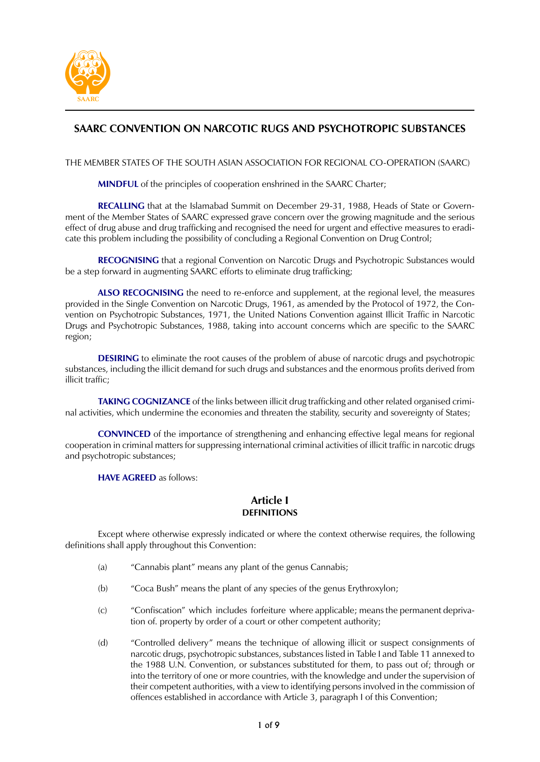# SAARC CONVENTION ON NARCOTIC RUGS AND PSYCHOTROPIC SUBSTANCES

THE MEMBER STATES OF THE SOUTH ASIAN ASSOCIATION FOR REGIONAL CO-OPERATION (SAARC)

**MINDFUL** of the principles of cooperation enshrined in the SAARC Charter;

**RECALLING** that at the Islamabad Summit on December 29-31, 1988, Heads of State or Government of the Member States of SAARC expressed grave concern over the growing magnitude and the serious effect of drug abuse and drug trafficking and recognised the need for urgent and effective measures to eradicate this problem including the possibility of concluding a Regional Convention on Drug Control;

**RECOGNISING** that a regional Convention on Narcotic Drugs and Psychotropic Substances would be a step forward in augmenting SAARC efforts to eliminate drug trafficking;

**ALSO RECOGNISING** the need to re-enforce and supplement, at the regional level, the measures provided in the Single Convention on Narcotic Drugs, 1961, as amended by the Protocol of 1972, the Convention on Psychotropic Substances, 1971, the United Nations Convention against Illicit Traffic in Narcotic Drugs and Psychotropic Substances, 1988, taking into account concerns which are specific to the SAARC region;

**DESIRING** to eliminate the root causes of the problem of abuse of narcotic drugs and psychotropic substances, including the illicit demand for such drugs and substances and the enormous profits derived from illicit traffic;

**TAKING COGNIZANCE** of the links between illicit drug trafficking and other related organised criminal activities, which undermine the economies and threaten the stability, security and sovereignty of States;

**CONVINCED** of the importance of strengthening and enhancing effective legal means for regional cooperation in criminal matters for suppressing international criminal activities of illicit traffic in narcotic drugs and psychotropic substances;

**HAVE AGREED** as follows:

## Article I
### DEFINITIONS

Except where otherwise expressly indicated or where the context otherwise requires, the following definitions shall apply throughout this Convention:

(a) "Cannabis plant" means any plant of the genus Cannabis;

(b) "Coca Bush" means the plant of any species of the genus Erythroxylon;

(c) "Confiscation" which includes forfeiture where applicable; means the permanent deprivation of. property by order of a court or other competent authority;

(d) "Controlled delivery" means the technique of allowing illicit or suspect consignments of narcotic drugs, psychotropic substances, substances listed in Table I and Table 11 annexed to the 1988 U.N. Convention, or substances substituted for them, to pass out of; through or into the territory of one or more countries, with the knowledge and under the supervision of their competent authorities, with a view to identifying persons involved in the commission of offences established in accordance with Article 3, paragraph I of this Convention;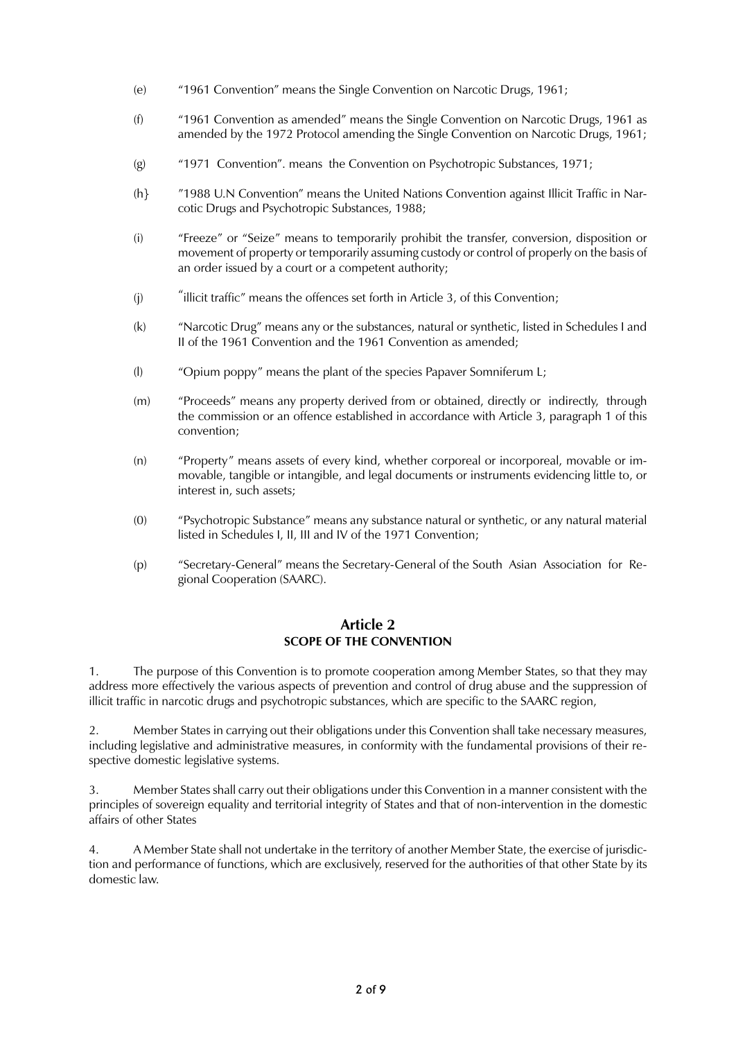(e) "1961 Convention" means the Single Convention on Narcotic Drugs, 1961;

(f) "1961 Convention as amended" means the Single Convention on Narcotic Drugs, 1961 as amended by the 1972 Protocol amending the Single Convention on Narcotic Drugs, 1961;

(g) "1971 Convention". means the Convention on Psychotropic Substances, 1971;

(h} "1988 U.N Convention" means the United Nations Convention against Illicit Traffic in Narcotic Drugs and Psychotropic Substances, 1988;

(i) "Freeze" or "Seize" means to temporarily prohibit the transfer, conversion, disposition or movement of property or temporarily assuming custody or control of properly on the basis of an order issued by a court or a competent authority;

(j) "illicit traffic" means the offences set forth in Article 3, of this Convention;

(k) "Narcotic Drug" means any or the substances, natural or synthetic, listed in Schedules I and II of the 1961 Convention and the 1961 Convention as amended;

(l) "Opium poppy" means the plant of the species Papaver Somniferum L;

(m) "Proceeds" means any property derived from or obtained, directly or indirectly, through the commission or an offence established in accordance with Article 3, paragraph 1 of this convention;

(n) "Property" means assets of every kind, whether corporeal or incorporeal, movable or immovable, tangible or intangible, and legal documents or instruments evidencing little to, or interest in, such assets;

(0) "Psychotropic Substance" means any substance natural or synthetic, or any natural material listed in Schedules I, II, III and IV of the 1971 Convention;

(p) "Secretary-General" means the Secretary-General of the South Asian Association for Regional Cooperation (SAARC).

## Article 2
### SCOPE OF THE CONVENTION

1. The purpose of this Convention is to promote cooperation among Member States, so that they may address more effectively the various aspects of prevention and control of drug abuse and the suppression of illicit traffic in narcotic drugs and psychotropic substances, which are specific to the SAARC region,

2. Member States in carrying out their obligations under this Convention shall take necessary measures, including legislative and administrative measures, in conformity with the fundamental provisions of their respective domestic legislative systems.

3. Member States shall carry out their obligations under this Convention in a manner consistent with the principles of sovereign equality and territorial integrity of States and that of non-intervention in the domestic affairs of other States

4. A Member State shall not undertake in the territory of another Member State, the exercise of jurisdiction and performance of functions, which are exclusively, reserved for the authorities of that other State by its domestic law.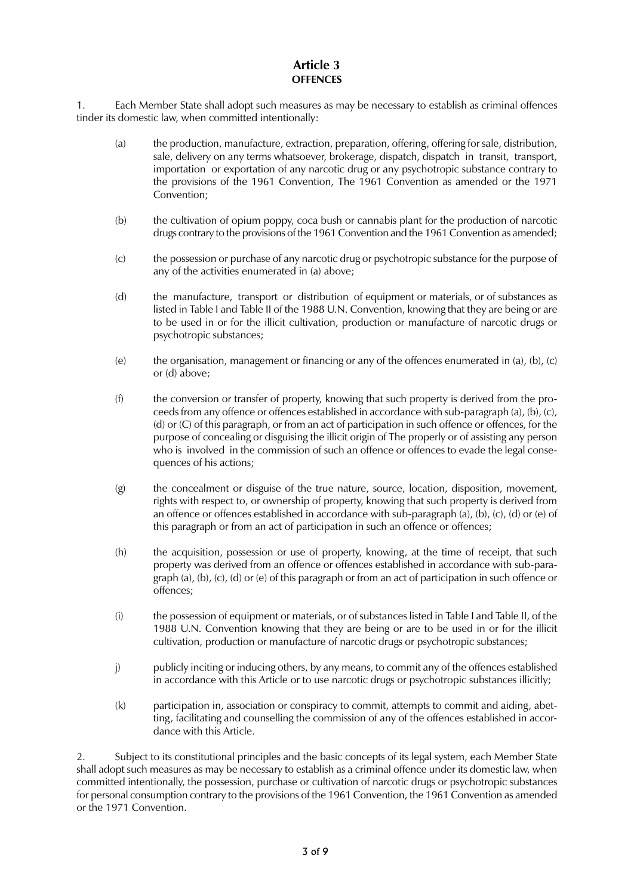# Article 3
## OFFENCES

1. Each Member State shall adopt such measures as may be necessary to establish as criminal offences tinder its domestic law, when committed intentionally:

(a) the production, manufacture, extraction, preparation, offering, offering for sale, distribution, sale, delivery on any terms whatsoever, brokerage, dispatch, dispatch in transit, transport, importation or exportation of any narcotic drug or any psychotropic substance contrary to the provisions of the 1961 Convention, The 1961 Convention as amended or the 1971 Convention;

(b) the cultivation of opium poppy, coca bush or cannabis plant for the production of narcotic drugs contrary to the provisions of the 1961 Convention and the 1961 Convention as amended;

(c) the possession or purchase of any narcotic drug or psychotropic substance for the purpose of any of the activities enumerated in (a) above;

(d) the manufacture, transport or distribution of equipment or materials, or of substances as listed in Table I and Table II of the 1988 U.N. Convention, knowing that they are being or are to be used in or for the illicit cultivation, production or manufacture of narcotic drugs or psychotropic substances;

(e) the organisation, management or financing or any of the offences enumerated in (a), (b), (c) or (d) above;

(f) the conversion or transfer of property, knowing that such property is derived from the proceeds from any offence or offences established in accordance with sub-paragraph (a), (b), (c), (d) or (C) of this paragraph, or from an act of participation in such offence or offences, for the purpose of concealing or disguising the illicit origin of The properly or of assisting any person who is involved in the commission of such an offence or offences to evade the legal consequences of his actions;

(g) the concealment or disguise of the true nature, source, location, disposition, movement, rights with respect to, or ownership of property, knowing that such property is derived from an offence or offences established in accordance with sub-paragraph (a), (b), (c), (d) or (e) of this paragraph or from an act of participation in such an offence or offences;

(h) the acquisition, possession or use of property, knowing, at the time of receipt, that such property was derived from an offence or offences established in accordance with sub-paragraph (a), (b), (c), (d) or (e) of this paragraph or from an act of participation in such offence or offences;

(i) the possession of equipment or materials, or of substances listed in Table I and Table II, of the 1988 U.N. Convention knowing that they are being or are to be used in or for the illicit cultivation, production or manufacture of narcotic drugs or psychotropic substances;

j) publicly inciting or inducing others, by any means, to commit any of the offences established in accordance with this Article or to use narcotic drugs or psychotropic substances illicitly;

(k) participation in, association or conspiracy to commit, attempts to commit and aiding, abetting, facilitating and counselling the commission of any of the offences established in accordance with this Article.

2. Subject to its constitutional principles and the basic concepts of its legal system, each Member State shall adopt such measures as may be necessary to establish as a criminal offence under its domestic law, when committed intentionally, the possession, purchase or cultivation of narcotic drugs or psychotropic substances for personal consumption contrary to the provisions of the 1961 Convention, the 1961 Convention as amended or the 1971 Convention.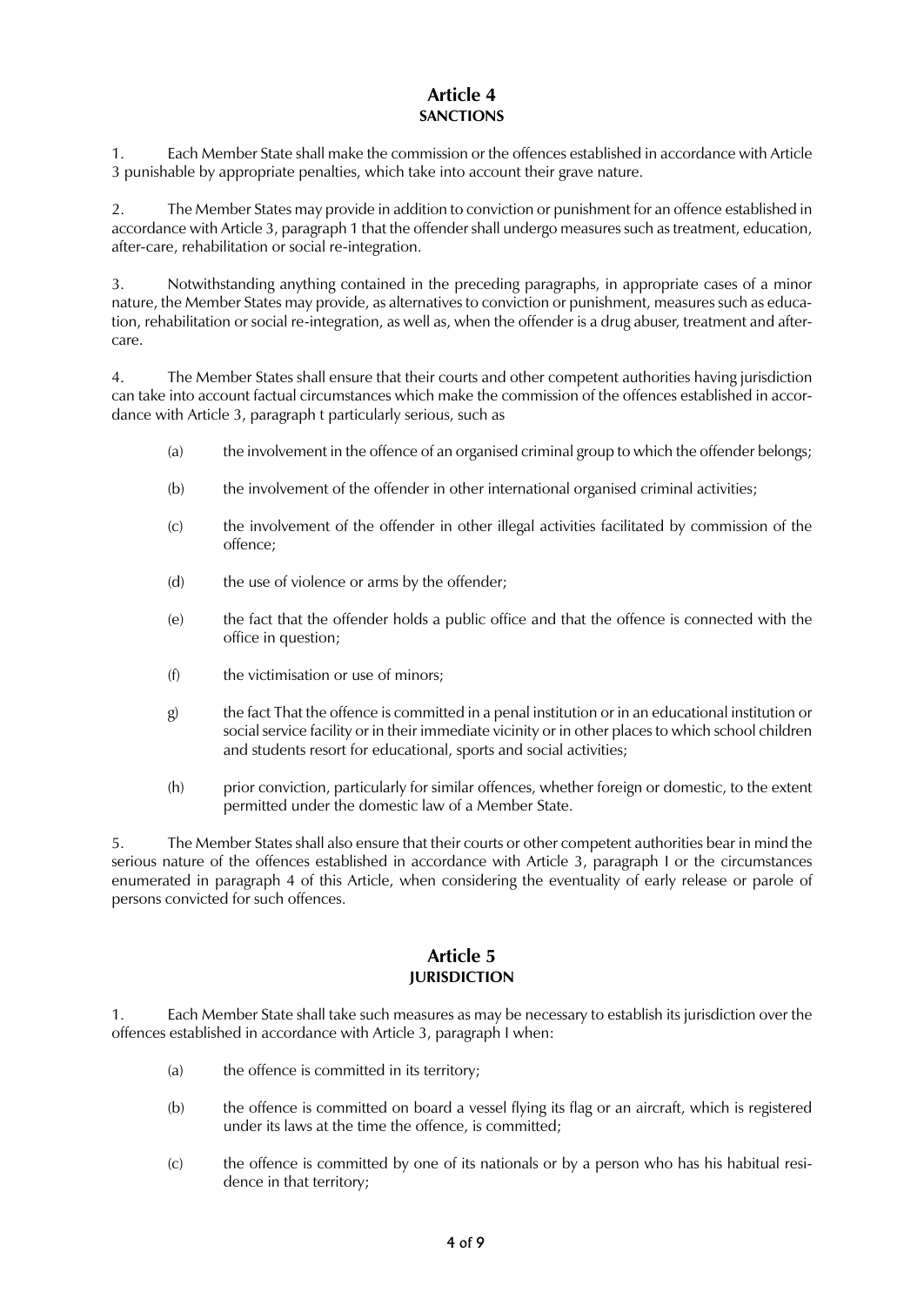## Article 4
### SANCTIONS

1. Each Member State shall make the commission or the offences established in accordance with Article 3 punishable by appropriate penalties, which take into account their grave nature.

2. The Member States may provide in addition to conviction or punishment for an offence established in accordance with Article 3, paragraph 1 that the offender shall undergo measures such as treatment, education, after-care, rehabilitation or social re-integration.

3. Notwithstanding anything contained in the preceding paragraphs, in appropriate cases of a minor nature, the Member States may provide, as alternatives to conviction or punishment, measures such as education, rehabilitation or social re-integration, as well as, when the offender is a drug abuser, treatment and after-care.

4. The Member States shall ensure that their courts and other competent authorities having jurisdiction can take into account factual circumstances which make the commission of the offences established in accordance with Article 3, paragraph t particularly serious, such as

(a) the involvement in the offence of an organised criminal group to which the offender belongs;

(b) the involvement of the offender in other international organised criminal activities;

(c) the involvement of the offender in other illegal activities facilitated by commission of the offence;

(d) the use of violence or arms by the offender;

(e) the fact that the offender holds a public office and that the offence is connected with the office in question;

(f) the victimisation or use of minors;

g) the fact That the offence is committed in a penal institution or in an educational institution or social service facility or in their immediate vicinity or in other places to which school children and students resort for educational, sports and social activities;

(h) prior conviction, particularly for similar offences, whether foreign or domestic, to the extent permitted under the domestic law of a Member State.

5. The Member States shall also ensure that their courts or other competent authorities bear in mind the serious nature of the offences established in accordance with Article 3, paragraph I or the circumstances enumerated in paragraph 4 of this Article, when considering the eventuality of early release or parole of persons convicted for such offences.

## Article 5
### JURISDICTION

1. Each Member State shall take such measures as may be necessary to establish its jurisdiction over the offences established in accordance with Article 3, paragraph I when:

(a) the offence is committed in its territory;

(b) the offence is committed on board a vessel flying its flag or an aircraft, which is registered under its laws at the time the offence, is committed;

(c) the offence is committed by one of its nationals or by a person who has his habitual residence in that territory;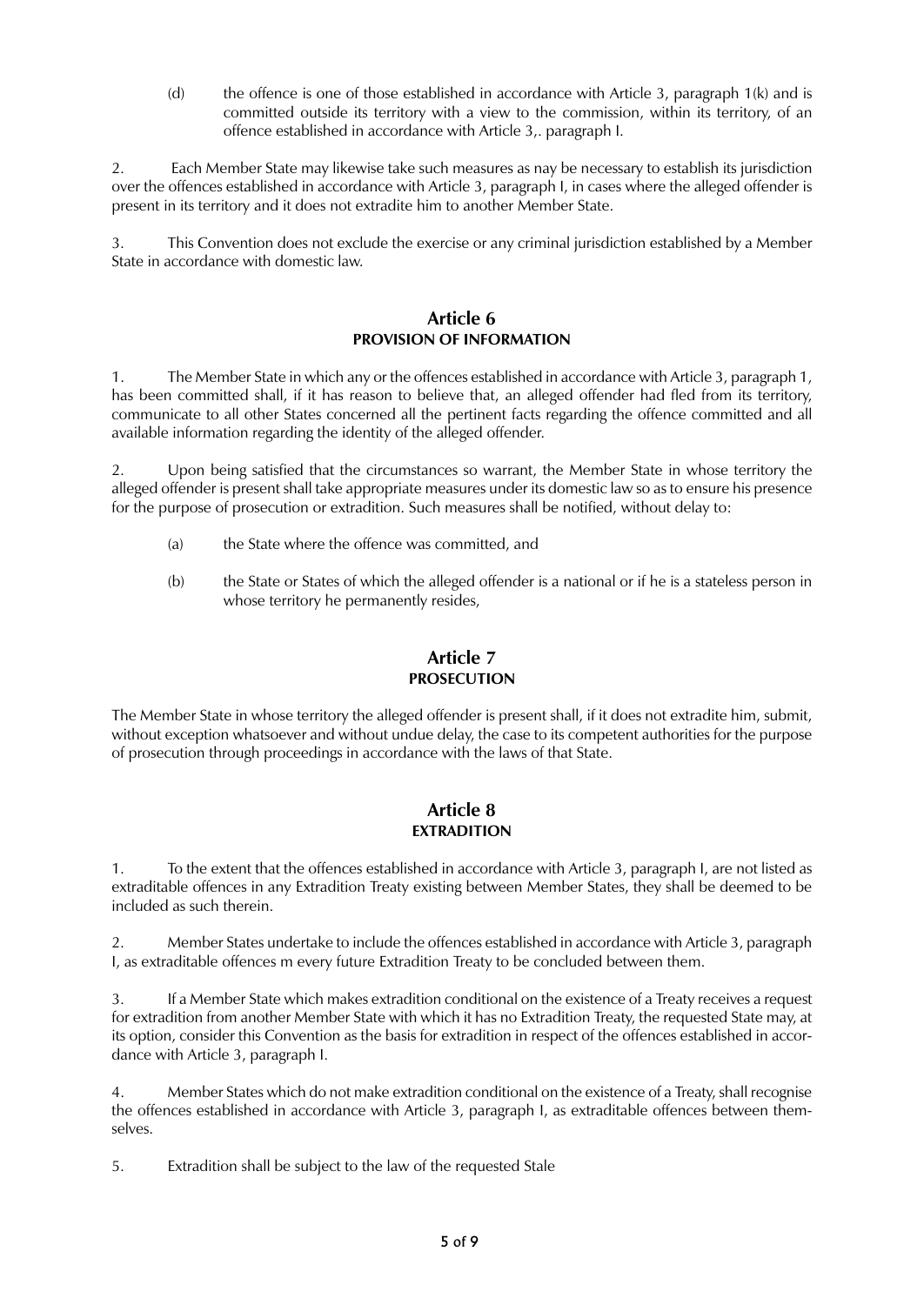(d) the offence is one of those established in accordance with Article 3, paragraph 1(k) and is committed outside its territory with a view to the commission, within its territory, of an offence established in accordance with Article 3,. paragraph I.

2. Each Member State may likewise take such measures as nay be necessary to establish its jurisdiction over the offences established in accordance with Article 3, paragraph I, in cases where the alleged offender is present in its territory and it does not extradite him to another Member State.

3. This Convention does not exclude the exercise or any criminal jurisdiction established by a Member State in accordance with domestic law.

## Article 6
### PROVISION OF INFORMATION

1. The Member State in which any or the offences established in accordance with Article 3, paragraph 1, has been committed shall, if it has reason to believe that, an alleged offender had fled from its territory, communicate to all other States concerned all the pertinent facts regarding the offence committed and all available information regarding the identity of the alleged offender.

2. Upon being satisfied that the circumstances so warrant, the Member State in whose territory the alleged offender is present shall take appropriate measures under its domestic law so as to ensure his presence for the purpose of prosecution or extradition. Such measures shall be notified, without delay to:

(a) the State where the offence was committed, and

(b) the State or States of which the alleged offender is a national or if he is a stateless person in whose territory he permanently resides,

## Article 7
### PROSECUTION

The Member State in whose territory the alleged offender is present shall, if it does not extradite him, submit, without exception whatsoever and without undue delay, the case to its competent authorities for the purpose of prosecution through proceedings in accordance with the laws of that State.

## Article 8
### EXTRADITION

1. To the extent that the offences established in accordance with Article 3, paragraph I, are not listed as extraditable offences in any Extradition Treaty existing between Member States, they shall be deemed to be included as such therein.

2. Member States undertake to include the offences established in accordance with Article 3, paragraph I, as extraditable offences m every future Extradition Treaty to be concluded between them.

3. If a Member State which makes extradition conditional on the existence of a Treaty receives a request for extradition from another Member State with which it has no Extradition Treaty, the requested State may, at its option, consider this Convention as the basis for extradition in respect of the offences established in accordance with Article 3, paragraph I.

4. Member States which do not make extradition conditional on the existence of a Treaty, shall recognise the offences established in accordance with Article 3, paragraph I, as extraditable offences between themselves.

5. Extradition shall be subject to the law of the requested Stale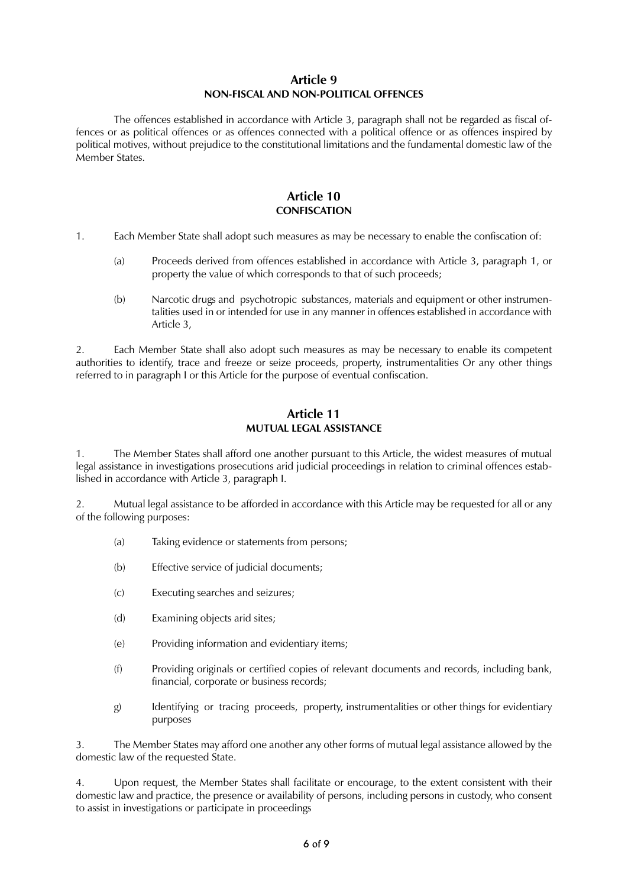## Article 9
### NON-FISCAL AND NON-POLITICAL OFFENCES

The offences established in accordance with Article 3, paragraph shall not be regarded as fiscal offences or as political offences or as offences connected with a political offence or as offences inspired by political motives, without prejudice to the constitutional limitations and the fundamental domestic law of the Member States.

## Article 10
### CONFISCATION

1. Each Member State shall adopt such measures as may be necessary to enable the confiscation of:

   (a) Proceeds derived from offences established in accordance with Article 3, paragraph 1, or property the value of which corresponds to that of such proceeds;

   (b) Narcotic drugs and psychotropic substances, materials and equipment or other instrumentalities used in or intended for use in any manner in offences established in accordance with Article 3,

2. Each Member State shall also adopt such measures as may be necessary to enable its competent authorities to identify, trace and freeze or seize proceeds, property, instrumentalities Or any other things referred to in paragraph I or this Article for the purpose of eventual confiscation.

## Article 11
### MUTUAL LEGAL ASSISTANCE

1. The Member States shall afford one another pursuant to this Article, the widest measures of mutual legal assistance in investigations prosecutions arid judicial proceedings in relation to criminal offences established in accordance with Article 3, paragraph I.

2. Mutual legal assistance to be afforded in accordance with this Article may be requested for all or any of the following purposes:

   (a) Taking evidence or statements from persons;

   (b) Effective service of judicial documents;

   (c) Executing searches and seizures;

   (d) Examining objects arid sites;

   (e) Providing information and evidentiary items;

   (f) Providing originals or certified copies of relevant documents and records, including bank, financial, corporate or business records;

   g) Identifying or tracing proceeds, property, instrumentalities or other things for evidentiary purposes

3. The Member States may afford one another any other forms of mutual legal assistance allowed by the domestic law of the requested State.

4. Upon request, the Member States shall facilitate or encourage, to the extent consistent with their domestic law and practice, the presence or availability of persons, including persons in custody, who consent to assist in investigations or participate in proceedings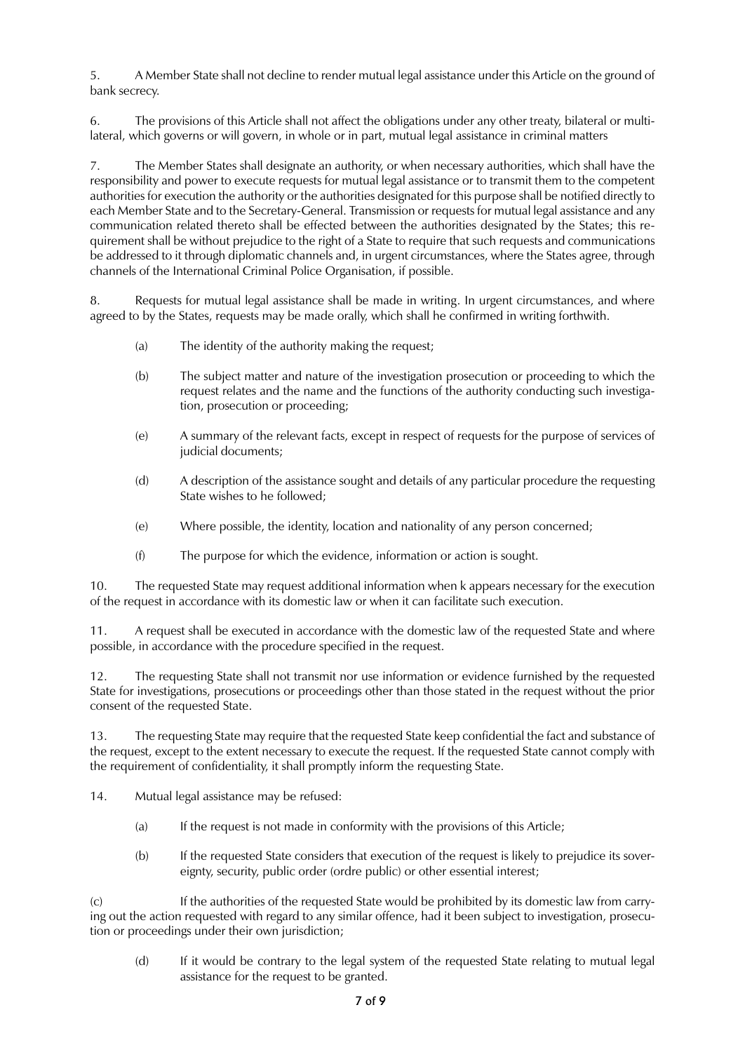5. A Member State shall not decline to render mutual legal assistance under this Article on the ground of bank secrecy.

6. The provisions of this Article shall not affect the obligations under any other treaty, bilateral or multilateral, which governs or will govern, in whole or in part, mutual legal assistance in criminal matters

7. The Member States shall designate an authority, or when necessary authorities, which shall have the responsibility and power to execute requests for mutual legal assistance or to transmit them to the competent authorities for execution the authority or the authorities designated for this purpose shall be notified directly to each Member State and to the Secretary-General. Transmission or requests for mutual legal assistance and any communication related thereto shall be effected between the authorities designated by the States; this requirement shall be without prejudice to the right of a State to require that such requests and communications be addressed to it through diplomatic channels and, in urgent circumstances, where the States agree, through channels of the International Criminal Police Organisation, if possible.

8. Requests for mutual legal assistance shall be made in writing. In urgent circumstances, and where agreed to by the States, requests may be made orally, which shall he confirmed in writing forthwith.

(a) The identity of the authority making the request;

(b) The subject matter and nature of the investigation prosecution or proceeding to which the request relates and the name and the functions of the authority conducting such investigation, prosecution or proceeding;

(e) A summary of the relevant facts, except in respect of requests for the purpose of services of judicial documents;

(d) A description of the assistance sought and details of any particular procedure the requesting State wishes to he followed;

(e) Where possible, the identity, location and nationality of any person concerned;

(f) The purpose for which the evidence, information or action is sought.

10. The requested State may request additional information when k appears necessary for the execution of the request in accordance with its domestic law or when it can facilitate such execution.

11. A request shall be executed in accordance with the domestic law of the requested State and where possible, in accordance with the procedure specified in the request.

12. The requesting State shall not transmit nor use information or evidence furnished by the requested State for investigations, prosecutions or proceedings other than those stated in the request without the prior consent of the requested State.

13. The requesting State may require that the requested State keep confidential the fact and substance of the request, except to the extent necessary to execute the request. If the requested State cannot comply with the requirement of confidentiality, it shall promptly inform the requesting State.

14. Mutual legal assistance may be refused:

(a) If the request is not made in conformity with the provisions of this Article;

(b) If the requested State considers that execution of the request is likely to prejudice its sovereignty, security, public order (ordre public) or other essential interest;

(c) If the authorities of the requested State would be prohibited by its domestic law from carrying out the action requested with regard to any similar offence, had it been subject to investigation, prosecution or proceedings under their own jurisdiction;

(d) If it would be contrary to the legal system of the requested State relating to mutual legal assistance for the request to be granted.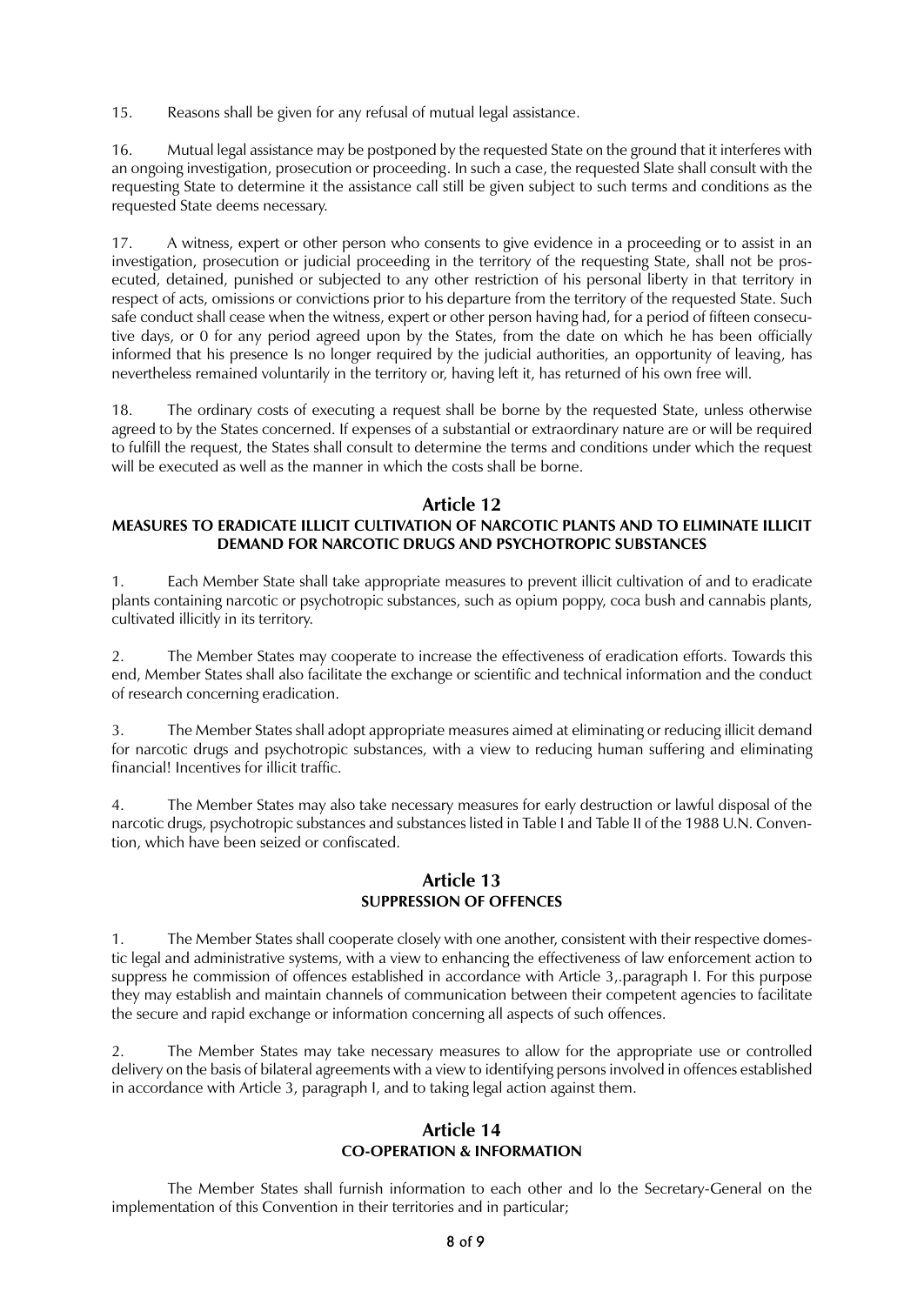15. Reasons shall be given for any refusal of mutual legal assistance.

16. Mutual legal assistance may be postponed by the requested State on the ground that it interferes with an ongoing investigation, prosecution or proceeding. In such a case, the requested Slate shall consult with the requesting State to determine it the assistance call still be given subject to such terms and conditions as the requested State deems necessary.

17. A witness, expert or other person who consents to give evidence in a proceeding or to assist in an investigation, prosecution or judicial proceeding in the territory of the requesting State, shall not be prosecuted, detained, punished or subjected to any other restriction of his personal liberty in that territory in respect of acts, omissions or convictions prior to his departure from the territory of the requested State. Such safe conduct shall cease when the witness, expert or other person having had, for a period of fifteen consecutive days, or 0 for any period agreed upon by the States, from the date on which he has been officially informed that his presence Is no longer required by the judicial authorities, an opportunity of leaving, has nevertheless remained voluntarily in the territory or, having left it, has returned of his own free will.

18. The ordinary costs of executing a request shall be borne by the requested State, unless otherwise agreed to by the States concerned. If expenses of a substantial or extraordinary nature are or will be required to fulfill the request, the States shall consult to determine the terms and conditions under which the request will be executed as well as the manner in which the costs shall be borne.

## Article 12
### MEASURES TO ERADICATE ILLICIT CULTIVATION OF NARCOTIC PLANTS AND TO ELIMINATE ILLICIT DEMAND FOR NARCOTIC DRUGS AND PSYCHOTROPIC SUBSTANCES

1. Each Member State shall take appropriate measures to prevent illicit cultivation of and to eradicate plants containing narcotic or psychotropic substances, such as opium poppy, coca bush and cannabis plants, cultivated illicitly in its territory.

2. The Member States may cooperate to increase the effectiveness of eradication efforts. Towards this end, Member States shall also facilitate the exchange or scientific and technical information and the conduct of research concerning eradication.

3. The Member States shall adopt appropriate measures aimed at eliminating or reducing illicit demand for narcotic drugs and psychotropic substances, with a view to reducing human suffering and eliminating financial! Incentives for illicit traffic.

4. The Member States may also take necessary measures for early destruction or lawful disposal of the narcotic drugs, psychotropic substances and substances listed in Table I and Table II of the 1988 U.N. Convention, which have been seized or confiscated.

## Article 13
### SUPPRESSION OF OFFENCES

1. The Member States shall cooperate closely with one another, consistent with their respective domestic legal and administrative systems, with a view to enhancing the effectiveness of law enforcement action to suppress he commission of offences established in accordance with Article 3,.paragraph I. For this purpose they may establish and maintain channels of communication between their competent agencies to facilitate the secure and rapid exchange or information concerning all aspects of such offences.

2. The Member States may take necessary measures to allow for the appropriate use or controlled delivery on the basis of bilateral agreements with a view to identifying persons involved in offences established in accordance with Article 3, paragraph I, and to taking legal action against them.

## Article 14
### CO-OPERATION & INFORMATION

The Member States shall furnish information to each other and lo the Secretary-General on the implementation of this Convention in their territories and in particular;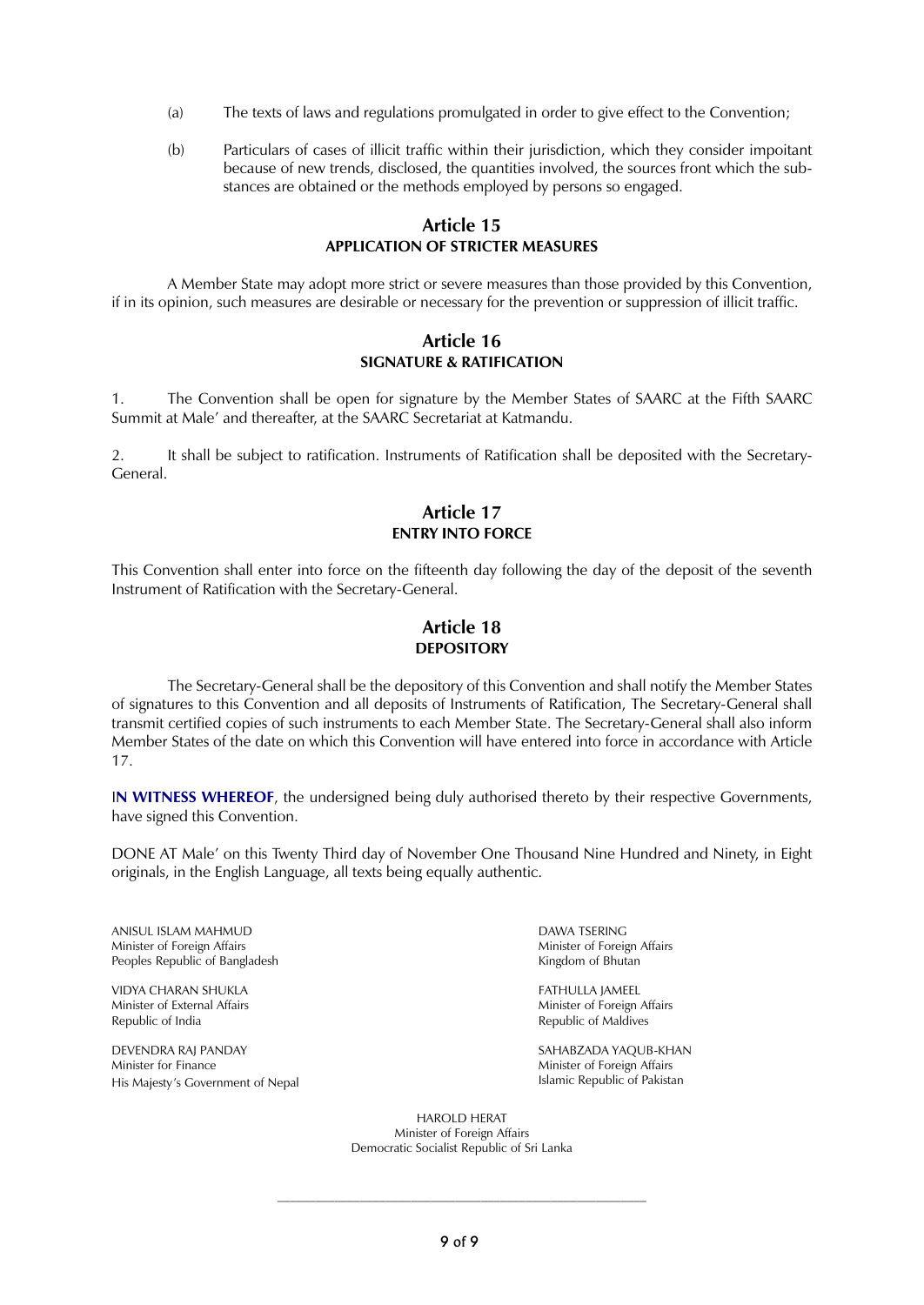(a) The texts of laws and regulations promulgated in order to give effect to the Convention;

(b) Particulars of cases of illicit traffic within their jurisdiction, which they consider impoitant because of new trends, disclosed, the quantities involved, the sources front which the substances are obtained or the methods employed by persons so engaged.

## Article 15
### APPLICATION OF STRICTER MEASURES

A Member State may adopt more strict or severe measures than those provided by this Convention, if in its opinion, such measures are desirable or necessary for the prevention or suppression of illicit traffic.

## Article 16
### SIGNATURE & RATIFICATION

1. The Convention shall be open for signature by the Member States of SAARC at the Fifth SAARC Summit at Male' and thereafter, at the SAARC Secretariat at Katmandu.

2. It shall be subject to ratification. Instruments of Ratification shall be deposited with the Secretary-General.

## Article 17
### ENTRY INTO FORCE

This Convention shall enter into force on the fifteenth day following the day of the deposit of the seventh Instrument of Ratification with the Secretary-General.

## Article 18
### DEPOSITORY

The Secretary-General shall be the depository of this Convention and shall notify the Member States of signatures to this Convention and all deposits of Instruments of Ratification, The Secretary-General shall transmit certified copies of such instruments to each Member State. The Secretary-General shall also inform Member States of the date on which this Convention will have entered into force in accordance with Article 17.

**IN WITNESS WHEREOF**, the undersigned being duly authorised thereto by their respective Governments, have signed this Convention.

DONE AT Male' on this Twenty Third day of November One Thousand Nine Hundred and Ninety, in Eight originals, in the English Language, all texts being equally authentic.

ANISUL ISLAM MAHMUD
Minister of Foreign Affairs
Peoples Republic of Bangladesh

DAWA TSERING
Minister of Foreign Affairs
Kingdom of Bhutan

VIDYA CHARAN SHUKLA
Minister of External Affairs
Republic of India

FATHULLA JAMEEL
Minister of Foreign Affairs
Republic of Maldives

DEVENDRA RAJ PANDAY
Minister for Finance
His Majesty's Government of Nepal

SAHABZADA YAQUB-KHAN
Minister of Foreign Affairs
Islamic Republic of Pakistan

HAROLD HERAT
Minister of Foreign Affairs
Democratic Socialist Republic of Sri Lanka